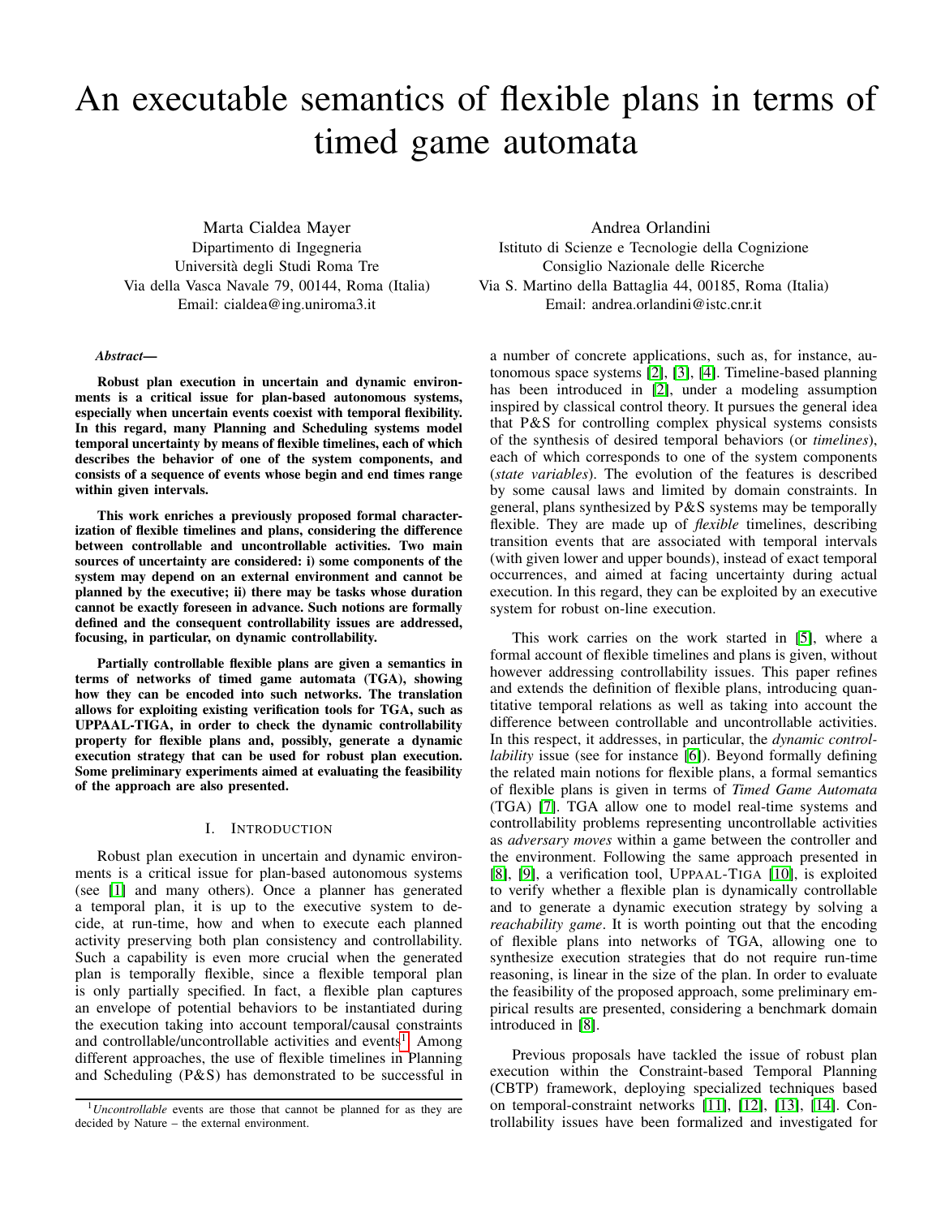# An executable semantics of flexible plans in terms of timed game automata

Marta Cialdea Mayer
Dipartimento di Ingegneria
Università degli Studi Roma Tre
Via della Vasca Navale 79, 00144, Roma (Italia)
Email: cialdea@ing.uniroma3.it

Andrea Orlandini
Istituto di Scienze e Tecnologie della Cognizione
Consiglio Nazionale delle Ricerche
Via S. Martino della Battaglia 44, 00185, Roma (Italia)
Email: andrea.orlandini@istc.cnr.it

***Abstract*—**

**Robust plan execution in uncertain and dynamic environments is a critical issue for plan-based autonomous systems, especially when uncertain events coexist with temporal flexibility. In this regard, many Planning and Scheduling systems model temporal uncertainty by means of flexible timelines, each of which describes the behavior of one of the system components, and consists of a sequence of events whose begin and end times range within given intervals.**

**This work enriches a previously proposed formal characterization of flexible timelines and plans, considering the difference between controllable and uncontrollable activities. Two main sources of uncertainty are considered: i) some components of the system may depend on an external environment and cannot be planned by the executive; ii) there may be tasks whose duration cannot be exactly foreseen in advance. Such notions are formally defined and the consequent controllability issues are addressed, focusing, in particular, on dynamic controllability.**

**Partially controllable flexible plans are given a semantics in terms of networks of timed game automata (TGA), showing how they can be encoded into such networks. The translation allows for exploiting existing verification tools for TGA, such as UPPAAL-TIGA, in order to check the dynamic controllability property for flexible plans and, possibly, generate a dynamic execution strategy that can be used for robust plan execution. Some preliminary experiments aimed at evaluating the feasibility of the approach are also presented.**

## I. Introduction

Robust plan execution in uncertain and dynamic environments is a critical issue for plan-based autonomous systems (see [1] and many others). Once a planner has generated a temporal plan, it is up to the executive system to decide, at run-time, how and when to execute each planned activity preserving both plan consistency and controllability. Such a capability is even more crucial when the generated plan is temporally flexible, since a flexible temporal plan is only partially specified. In fact, a flexible plan captures an envelope of potential behaviors to be instantiated during the execution taking into account temporal/causal constraints and controllable/uncontrollable activities and events[1]. Among different approaches, the use of flexible timelines in Planning and Scheduling (P&S) has demonstrated to be successful in a number of concrete applications, such as, for instance, autonomous space systems [2], [3], [4]. Timeline-based planning has been introduced in [2], under a modeling assumption inspired by classical control theory. It pursues the general idea that P&S for controlling complex physical systems consists of the synthesis of desired temporal behaviors (or *timelines*), each of which corresponds to one of the system components (*state variables*). The evolution of the features is described by some causal laws and limited by domain constraints. In general, plans synthesized by P&S systems may be temporally flexible. They are made up of *flexible* timelines, describing transition events that are associated with temporal intervals (with given lower and upper bounds), instead of exact temporal occurrences, and aimed at facing uncertainty during actual execution. In this regard, they can be exploited by an executive system for robust on-line execution.

[1] *Uncontrollable* events are those that cannot be planned for as they are decided by Nature – the external environment.

This work carries on the work started in [5], where a formal account of flexible timelines and plans is given, without however addressing controllability issues. This paper refines and extends the definition of flexible plans, introducing quantitative temporal relations as well as taking into account the difference between controllable and uncontrollable activities. In this respect, it addresses, in particular, the *dynamic controllability* issue (see for instance [6]). Beyond formally defining the related main notions for flexible plans, a formal semantics of flexible plans is given in terms of *Timed Game Automata* (TGA) [7]. TGA allow one to model real-time systems and controllability problems representing uncontrollable activities as *adversary moves* within a game between the controller and the environment. Following the same approach presented in [8], [9], a verification tool, UPPAAL-TIGA [10], is exploited to verify whether a flexible plan is dynamically controllable and to generate a dynamic execution strategy by solving a *reachability game*. It is worth pointing out that the encoding of flexible plans into networks of TGA, allowing one to synthesize execution strategies that do not require run-time reasoning, is linear in the size of the plan. In order to evaluate the feasibility of the proposed approach, some preliminary empirical results are presented, considering a benchmark domain introduced in [8].

Previous proposals have tackled the issue of robust plan execution within the Constraint-based Temporal Planning (CBTP) framework, deploying specialized techniques based on temporal-constraint networks [11], [12], [13], [14]. Controllability issues have been formalized and investigated for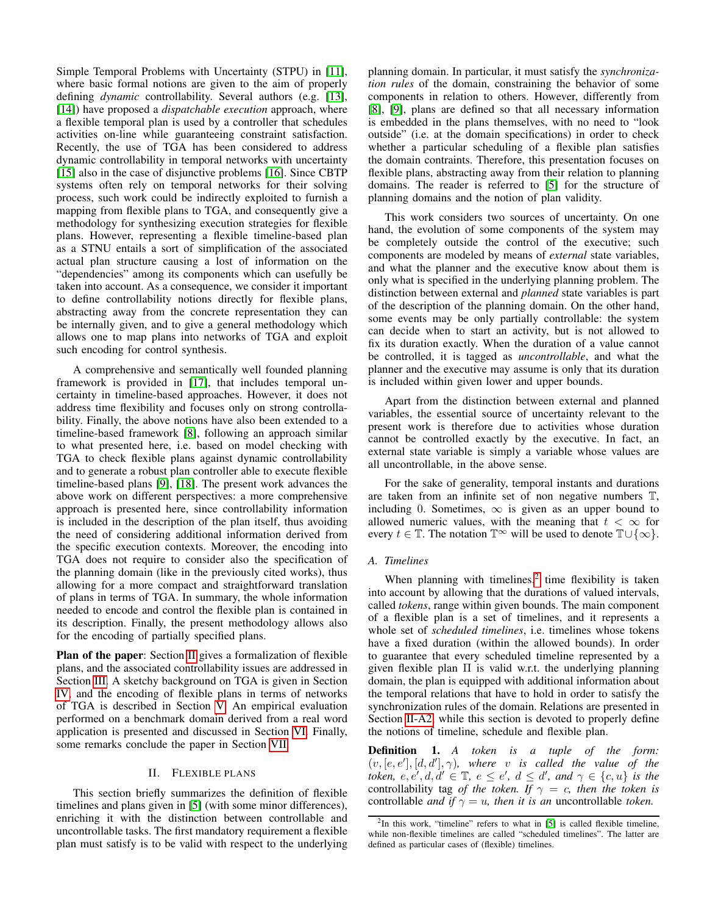Simple Temporal Problems with Uncertainty (STPU) in [11], where basic formal notions are given to the aim of properly defining *dynamic* controllability. Several authors (e.g. [13], [14]) have proposed a *dispatchable execution* approach, where a flexible temporal plan is used by a controller that schedules activities on-line while guaranteeing constraint satisfaction. Recently, the use of TGA has been considered to address dynamic controllability in temporal networks with uncertainty [15] also in the case of disjunctive problems [16]. Since CBTP systems often rely on temporal networks for their solving process, such work could be indirectly exploited to furnish a mapping from flexible plans to TGA, and consequently give a methodology for synthesizing execution strategies for flexible plans. However, representing a flexible timeline-based plan as a STNU entails a sort of simplification of the associated actual plan structure causing a lost of information on the "dependencies" among its components which can usefully be taken into account. As a consequence, we consider it important to define controllability notions directly for flexible plans, abstracting away from the concrete representation they can be internally given, and to give a general methodology which allows one to map plans into networks of TGA and exploit such encoding for control synthesis.

A comprehensive and semantically well founded planning framework is provided in [17], that includes temporal uncertainty in timeline-based approaches. However, it does not address time flexibility and focuses only on strong controllability. Finally, the above notions have also been extended to a timeline-based framework [8], following an approach similar to what presented here, i.e. based on model checking with TGA to check flexible plans against dynamic controllability and to generate a robust plan controller able to execute flexible timeline-based plans [9], [18]. The present work advances the above work on different perspectives: a more comprehensive approach is presented here, since controllability information is included in the description of the plan itself, thus avoiding the need of considering additional information derived from the specific execution contexts. Moreover, the encoding into TGA does not require to consider also the specification of the planning domain (like in the previously cited works), thus allowing for a more compact and straightforward translation of plans in terms of TGA. In summary, the whole information needed to encode and control the flexible plan is contained in its description. Finally, the present methodology allows also for the encoding of partially specified plans.

**Plan of the paper**: Section II gives a formalization of flexible plans, and the associated controllability issues are addressed in Section III. A sketchy background on TGA is given in Section IV, and the encoding of flexible plans in terms of networks of TGA is described in Section V. An empirical evaluation performed on a benchmark domain derived from a real word application is presented and discussed in Section VI. Finally, some remarks conclude the paper in Section VII.

## II. Flexible plans

This section briefly summarizes the definition of flexible timelines and plans given in [5] (with some minor differences), enriching it with the distinction between controllable and uncontrollable tasks. The first mandatory requirement a flexible plan must satisfy is to be valid with respect to the underlying planning domain. In particular, it must satisfy the *synchronization rules* of the domain, constraining the behavior of some components in relation to others. However, differently from [8], [9], plans are defined so that all necessary information is embedded in the plans themselves, with no need to "look outside" (i.e. at the domain specifications) in order to check whether a particular scheduling of a flexible plan satisfies the domain contraints. Therefore, this presentation focuses on flexible plans, abstracting away from their relation to planning domains. The reader is referred to [5] for the structure of planning domains and the notion of plan validity.

This work considers two sources of uncertainty. On one hand, the evolution of some components of the system may be completely outside the control of the executive; such components are modeled by means of *external* state variables, and what the planner and the executive know about them is only what is specified in the underlying planning problem. The distinction between external and *planned* state variables is part of the description of the planning domain. On the other hand, some events may be only partially controllable: the system can decide when to start an activity, but is not allowed to fix its duration exactly. When the duration of a value cannot be controlled, it is tagged as *uncontrollable*, and what the planner and the executive may assume is only that its duration is included within given lower and upper bounds.

Apart from the distinction between external and planned variables, the essential source of uncertainty relevant to the present work is therefore due to activities whose duration cannot be controlled exactly by the executive. In fact, an external state variable is simply a variable whose values are all uncontrollable, in the above sense.

For the sake of generality, temporal instants and durations are taken from an infinite set of non negative numbers $\mathbb{T}$, including 0. Sometimes, $\infty$ is given as an upper bound to allowed numeric values, with the meaning that $t < \infty$ for every $t \in \mathbb{T}$. The notation $\mathbb{T}^\infty$ will be used to denote $\mathbb{T} \cup \{\infty\}$.

### A. Timelines

When planning with timelines,[2] time flexibility is taken into account by allowing that the durations of valued intervals, called *tokens*, range within given bounds. The main component of a flexible plan is a set of timelines, and it represents a whole set of *scheduled timelines*, i.e. timelines whose tokens have a fixed duration (within the allowed bounds). In order to guarantee that every scheduled timeline represented by a given flexible plan $\Pi$ is valid w.r.t. the underlying planning domain, the plan is equipped with additional information about the temporal relations that have to hold in order to satisfy the synchronization rules of the domain. Relations are presented in Section II-A2, while this section is devoted to properly define the notions of timeline, schedule and flexible plan.

**Definition 1.** *A token is a tuple of the form: $(v, [e, e'], [d, d'], \gamma)$, where $v$ is called the value of the token, $e, e', d, d' \in \mathbb{T}$, $e \leq e'$, $d \leq d'$, and $\gamma \in \{c, u\}$ is the* controllability tag *of the token. If $\gamma = c$, then the token is* controllable *and if $\gamma = u$, then it is an* uncontrollable *token.*

[2] In this work, "timeline" refers to what in [5] is called flexible timeline, while non-flexible timelines are called "scheduled timelines". The latter are defined as particular cases of (flexible) timelines.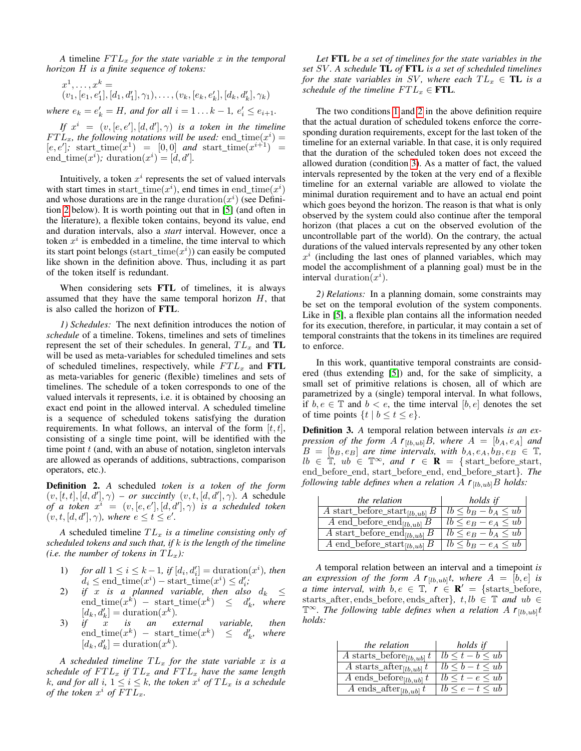*A* timeline $FTL_x$ *for the state variable* $x$ *in the temporal horizon* $H$ *is a finite sequence of tokens:*

$$x^1, \ldots, x^k = (v_1, [e_1, e'_1], [d_1, d'_1], \gamma_1), \ldots, (v_k, [e_k, e'_k], [d_k, d'_k], \gamma_k)$$

*where* $e_k = e'_k = H$*, and for all* $i = 1 \ldots k-1$, $e'_i \leq e_{i+1}$.

*If* $x^i = (v, [e, e'], [d, d'], \gamma)$ *is a token in the timeline* $FTL_x$*, the following notations will be used:* $\text{end\_time}(x^i) = [e, e']$*;* $\text{start\_time}(x^1) = [0, 0]$ *and* $\text{start\_time}(x^{i+1}) = \text{end\_time}(x^i)$*;* $\text{duration}(x^i) = [d, d']$.

Intuitively, a token $x^i$ represents the set of valued intervals with start times in $\text{start\_time}(x^i)$, end times in $\text{end\_time}(x^i)$ and whose durations are in the range $\text{duration}(x^i)$ (see Definition 2 below). It is worth pointing out that in [5] (and often in the literature), a flexible token contains, beyond its value, end and duration intervals, also a *start* interval. However, once a token $x^i$ is embedded in a timeline, the time interval to which its start point belongs ($\text{start\_time}(x^i)$) can easily be computed like shown in the definition above. Thus, including it as part of the token itself is redundant.

When considering sets **FTL** of timelines, it is always assumed that they have the same temporal horizon $H$, that is also called the horizon of **FTL**.

*1) Schedules:* The next definition introduces the notion of *schedule* of a timeline. Tokens, timelines and sets of timelines represent the set of their schedules. In general, $TL_x$ and **TL** will be used as meta-variables for scheduled timelines and sets of scheduled timelines, respectively, while $FTL_x$ and **FTL** as meta-variables for generic (flexible) timelines and sets of timelines. The schedule of a token corresponds to one of the valued intervals it represents, i.e. it is obtained by choosing an exact end point in the allowed interval. A scheduled timeline is a sequence of scheduled tokens satisfying the duration requirements. In what follows, an interval of the form $[t, t]$, consisting of a single time point, will be identified with the time point $t$ (and, with an abuse of notation, singleton intervals are allowed as operands of additions, subtractions, comparison operators, etc.).

**Definition 2.** *A* scheduled *token is a token of the form* $(v, [t, t], [d, d'], \gamma)$ *– or succintly* $(v, t, [d, d'], \gamma)$*. A* schedule *of a token* $x^i = (v, [e, e'], [d, d'], \gamma)$ *is a scheduled token* $(v, t, [d, d'], \gamma)$*, where* $e \leq t \leq e'$.

*A scheduled timeline* $TL_x$ *is a timeline consisting only of scheduled tokens and such that, if* $k$ *is the length of the timeline (i.e. the number of tokens in* $TL_x$*):*

1) *for all* $1 \leq i \leq k-1$*, if* $[d_i, d'_i] = \text{duration}(x^i)$*, then* $d_i \leq \text{end\_time}(x^i) - \text{start\_time}(x^i) \leq d'_i$*;*
2) *if* $x$ *is a planned variable, then also* $d_k \leq \text{end\_time}(x^k) - \text{start\_time}(x^k) \leq d'_k$*, where* $[d_k, d'_k] = \text{duration}(x^k)$.
3) *if* $x$ *is an external variable, then* $\text{end\_time}(x^k) - \text{start\_time}(x^k) \leq d'_k$*, where* $[d_k, d'_k] = \text{duration}(x^k)$.

*A scheduled timeline* $TL_x$ *for the state variable* $x$ *is a schedule of* $FTL_x$ *if* $TL_x$ *and* $FTL_x$ *have the same length* $k$*, and for all* $i$*,* $1 \leq i \leq k$*, the token* $x^i$ *of* $TL_x$ *is a schedule of the token* $x^i$ *of* $FTL_x$.

*Let* **FTL** *be a set of timelines for the state variables in the set* $SV$*. A schedule* **TL** *of* **FTL** *is a set of scheduled timelines for the state variables in* $SV$*, where each* $TL_x \in$ **TL** *is a schedule of the timeline* $FTL_x \in$ **FTL**.

The two conditions 1 and 2 in the above definition require that the actual duration of scheduled tokens enforce the corresponding duration requirements, except for the last token of the timeline for an external variable. In that case, it is only required that the duration of the scheduled token does not exceed the allowed duration (condition 3). As a matter of fact, the valued intervals represented by the token at the very end of a flexible timeline for an external variable are allowed to violate the minimal duration requirement and to have an actual end point which goes beyond the horizon. The reason is that what is only observed by the system could also continue after the temporal horizon (that places a cut on the observed evolution of the uncontrollable part of the world). On the contrary, the actual durations of the valued intervals represented by any other token $x^i$ (including the last ones of planned variables, which may model the accomplishment of a planning goal) must be in the interval $\text{duration}(x^i)$.

*2) Relations:* In a planning domain, some constraints may be set on the temporal evolution of the system components. Like in [5], a flexible plan contains all the information needed for its execution, therefore, in particular, it may contain a set of temporal constraints that the tokens in its timelines are required to enforce.

In this work, quantitative temporal constraints are considered (thus extending [5]) and, for the sake of simplicity, a small set of primitive relations is chosen, all of which are parametrized by a (single) temporal interval. In what follows, if $b, e \in \mathbb{T}$ and $b < e$, the time interval $[b, e]$ denotes the set of time points $\{t \mid b \leq t \leq e\}$.

**Definition 3.** *A* temporal relation between intervals *is an expression of the form* $A \; \mathsf{r}_{[lb,ub]} B$*, where* $A = [b_A, e_A]$ *and* $B = [b_B, e_B]$ *are time intervals, with* $b_A, e_A, b_B, e_B \in \mathbb{T}$*,* $lb \in \mathbb{T}$*,* $ub \in \mathbb{T}^\infty$*, and* $\mathsf{r} \in \mathbf{R} = \{\text{start\_before\_start}, \text{end\_before\_end}, \text{start\_before\_end}, \text{end\_before\_start}\}$*. The following table defines when a relation* $A \; \mathsf{r}_{[lb,ub]} B$ *holds:*

| *the relation* | *holds if* |
|---|---|
| $A$ start_before_start$_{[lb,ub]}$ $B$ | $lb \leq b_B - b_A \leq ub$ |
| $A$ end_before_end$_{[lb,ub]}$ $B$ | $lb \leq e_B - e_A \leq ub$ |
| $A$ start_before_end$_{[lb,ub]}$ $B$ | $lb \leq e_B - b_A \leq ub$ |
| $A$ end_before_start$_{[lb,ub]}$ $B$ | $lb \leq b_B - e_A \leq ub$ |

*A* temporal relation between an interval and a timepoint *is an expression of the form* $A \; \mathsf{r}_{[lb,ub]} t$*, where* $A = [b, e]$ *is a time interval, with* $b, e \in \mathbb{T}$*,* $\mathsf{r} \in \mathbf{R}' = \{\text{starts\_before}, \text{starts\_after}, \text{ends\_before}, \text{ends\_after}\}$*,* $t, lb \in \mathbb{T}$ *and* $ub \in \mathbb{T}^\infty$*. The following table defines when a relation* $A \; \mathsf{r}_{[lb,ub]} t$ *holds:*

| *the relation* | *holds if* |
|---|---|
| $A$ starts_before$_{[lb,ub]}$ $t$ | $lb \leq t - b \leq ub$ |
| $A$ starts_after$_{[lb,ub]}$ $t$ | $lb \leq b - t \leq ub$ |
| $A$ ends_before$_{[lb,ub]}$ $t$ | $lb \leq t - e \leq ub$ |
| $A$ ends_after$_{[lb,ub]}$ $t$ | $lb \leq e - t \leq ub$ |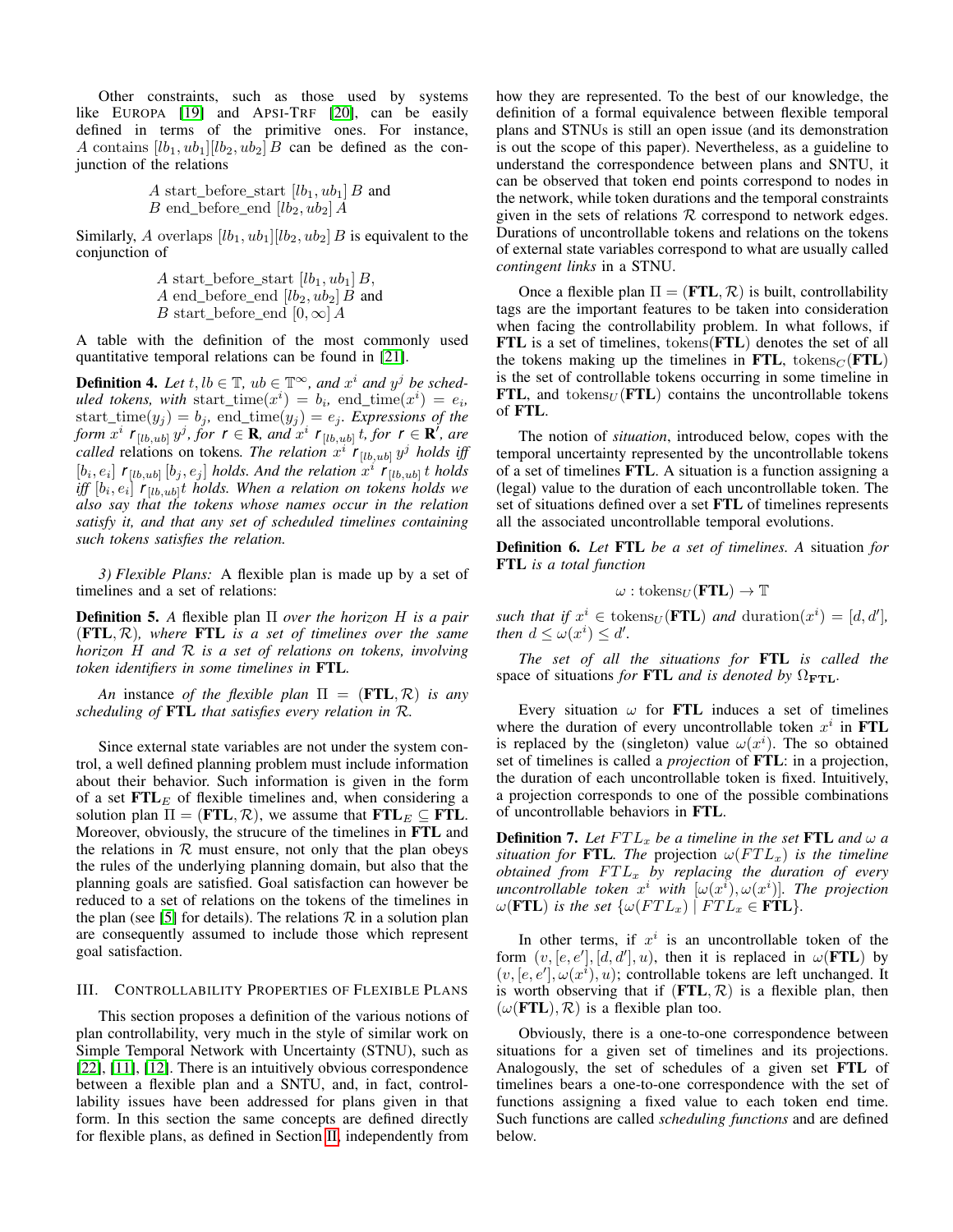Other constraints, such as those used by systems like EUROPA [19] and APSI-TRF [20], can be easily defined in terms of the primitive ones. For instance, $A$ contains $[lb_1, ub_1][lb_2, ub_2]$ $B$ can be defined as the conjunction of the relations

$$A \text{ start\_before\_start } [lb_1, ub_1]\ B \text{ and}$$
$$B \text{ end\_before\_end } [lb_2, ub_2]\ A$$

Similarly, $A$ overlaps $[lb_1, ub_1][lb_2, ub_2]$ $B$ is equivalent to the conjunction of

$$A \text{ start\_before\_start } [lb_1, ub_1]\ B,$$
$$A \text{ end\_before\_end } [lb_2, ub_2]\ B \text{ and}$$
$$B \text{ start\_before\_end } [0, \infty]\ A$$

A table with the definition of the most commonly used quantitative temporal relations can be found in [21].

**Definition 4.** *Let $t, lb \in \mathbb{T}$, $ub \in \mathbb{T}^\infty$, and $x^i$ and $y^j$ be scheduled tokens, with $\text{start\_time}(x^i) = b_i$, $\text{end\_time}(x^i) = e_i$, $\text{start\_time}(y_j) = b_j$, $\text{end\_time}(y_j) = e_j$. Expressions of the form $x^i\ \mathsf{r}_{[lb,ub]}\ y^j$, for $\mathsf{r} \in \mathbf{R}$, and $x^i\ \mathsf{r}_{[lb,ub]}\ t$, for $\mathsf{r} \in \mathbf{R}'$, are called* relations on tokens*. The relation $x^i\ \mathsf{r}_{[lb,ub]}\ y^j$ holds iff $[b_i, e_i]\ \mathsf{r}_{[lb,ub]}\ [b_j, e_j]$ holds. And the relation $x^i\ \mathsf{r}_{[lb,ub]}\ t$ holds iff $[b_i, e_i]\ \mathsf{r}_{[lb,ub]} t$ holds. When a relation on tokens holds we also say that the tokens whose names occur in the relation satisfy it, and that any set of scheduled timelines containing such tokens satisfies the relation.*

*3) Flexible Plans:* A flexible plan is made up by a set of timelines and a set of relations:

**Definition 5.** *A* flexible plan *$\Pi$ over the horizon $H$ is a pair $(\mathbf{FTL}, \mathcal{R})$, where $\mathbf{FTL}$ is a set of timelines over the same horizon $H$ and $\mathcal{R}$ is a set of relations on tokens, involving token identifiers in some timelines in $\mathbf{FTL}$.*

*An* instance *of the flexible plan $\Pi = (\mathbf{FTL}, \mathcal{R})$ is any scheduling of $\mathbf{FTL}$ that satisfies every relation in $\mathcal{R}$.*

Since external state variables are not under the system control, a well defined planning problem must include information about their behavior. Such information is given in the form of a set $\mathbf{FTL}_E$ of flexible timelines and, when considering a solution plan $\Pi = (\mathbf{FTL}, \mathcal{R})$, we assume that $\mathbf{FTL}_E \subseteq \mathbf{FTL}$. Moreover, obviously, the strucure of the timelines in $\mathbf{FTL}$ and the relations in $\mathcal{R}$ must ensure, not only that the plan obeys the rules of the underlying planning domain, but also that the planning goals are satisfied. Goal satisfaction can however be reduced to a set of relations on the tokens of the timelines in the plan (see [5] for details). The relations $\mathcal{R}$ in a solution plan are consequently assumed to include those which represent goal satisfaction.

## III. Controllability Properties of Flexible Plans

This section proposes a definition of the various notions of plan controllability, very much in the style of similar work on Simple Temporal Network with Uncertainty (STNU), such as [22], [11], [12]. There is an intuitively obvious correspondence between a flexible plan and a SNTU, and, in fact, controllability issues have been addressed for plans given in that form. In this section the same concepts are defined directly for flexible plans, as defined in Section II, independently from how they are represented. To the best of our knowledge, the definition of a formal equivalence between flexible temporal plans and STNUs is still an open issue (and its demonstration is out the scope of this paper). Nevertheless, as a guideline to understand the correspondence between plans and SNTU, it can be observed that token end points correspond to nodes in the network, while token durations and the temporal constraints given in the sets of relations $\mathcal{R}$ correspond to network edges. Durations of uncontrollable tokens and relations on the tokens of external state variables correspond to what are usually called *contingent links* in a STNU.

Once a flexible plan $\Pi = (\mathbf{FTL}, \mathcal{R})$ is built, controllability tags are the important features to be taken into consideration when facing the controllability problem. In what follows, if $\mathbf{FTL}$ is a set of timelines, $\text{tokens}(\mathbf{FTL})$ denotes the set of all the tokens making up the timelines in $\mathbf{FTL}$, $\text{tokens}_C(\mathbf{FTL})$ is the set of controllable tokens occurring in some timeline in $\mathbf{FTL}$, and $\text{tokens}_U(\mathbf{FTL})$ contains the uncontrollable tokens of $\mathbf{FTL}$.

The notion of *situation*, introduced below, copes with the temporal uncertainty represented by the uncontrollable tokens of a set of timelines $\mathbf{FTL}$. A situation is a function assigning a (legal) value to the duration of each uncontrollable token. The set of situations defined over a set $\mathbf{FTL}$ of timelines represents all the associated uncontrollable temporal evolutions.

**Definition 6.** *Let $\mathbf{FTL}$ be a set of timelines. A* situation *for $\mathbf{FTL}$ is a total function*

$$\omega : \text{tokens}_U(\mathbf{FTL}) \to \mathbb{T}$$

*such that if $x^i \in \text{tokens}_U(\mathbf{FTL})$ and $\text{duration}(x^i) = [d, d']$, then $d \leq \omega(x^i) \leq d'$.*

*The set of all the situations for $\mathbf{FTL}$ is called the* space of situations *for $\mathbf{FTL}$ and is denoted by $\Omega_{\mathbf{FTL}}$.*

Every situation $\omega$ for $\mathbf{FTL}$ induces a set of timelines where the duration of every uncontrollable token $x^i$ in $\mathbf{FTL}$ is replaced by the (singleton) value $\omega(x^i)$. The so obtained set of timelines is called a *projection* of $\mathbf{FTL}$: in a projection, the duration of each uncontrollable token is fixed. Intuitively, a projection corresponds to one of the possible combinations of uncontrollable behaviors in $\mathbf{FTL}$.

**Definition 7.** *Let $FTL_x$ be a timeline in the set $\mathbf{FTL}$ and $\omega$ a situation for $\mathbf{FTL}$. The* projection *$\omega(FTL_x)$ is the timeline obtained from $FTL_x$ by replacing the duration of every uncontrollable token $x^i$ with $[\omega(x^i), \omega(x^i)]$. The projection $\omega(\mathbf{FTL})$ is the set $\{\omega(FTL_x) \mid FTL_x \in \mathbf{FTL}\}$.*

In other terms, if $x^i$ is an uncontrollable token of the form $(v, [e, e'], [d, d'], u)$, then it is replaced in $\omega(\mathbf{FTL})$ by $(v, [e, e'], \omega(x^i), u)$; controllable tokens are left unchanged. It is worth observing that if $(\mathbf{FTL}, \mathcal{R})$ is a flexible plan, then $(\omega(\mathbf{FTL}), \mathcal{R})$ is a flexible plan too.

Obviously, there is a one-to-one correspondence between situations for a given set of timelines and its projections. Analogously, the set of schedules of a given set $\mathbf{FTL}$ of timelines bears a one-to-one correspondence with the set of functions assigning a fixed value to each token end time. Such functions are called *scheduling functions* and are defined below.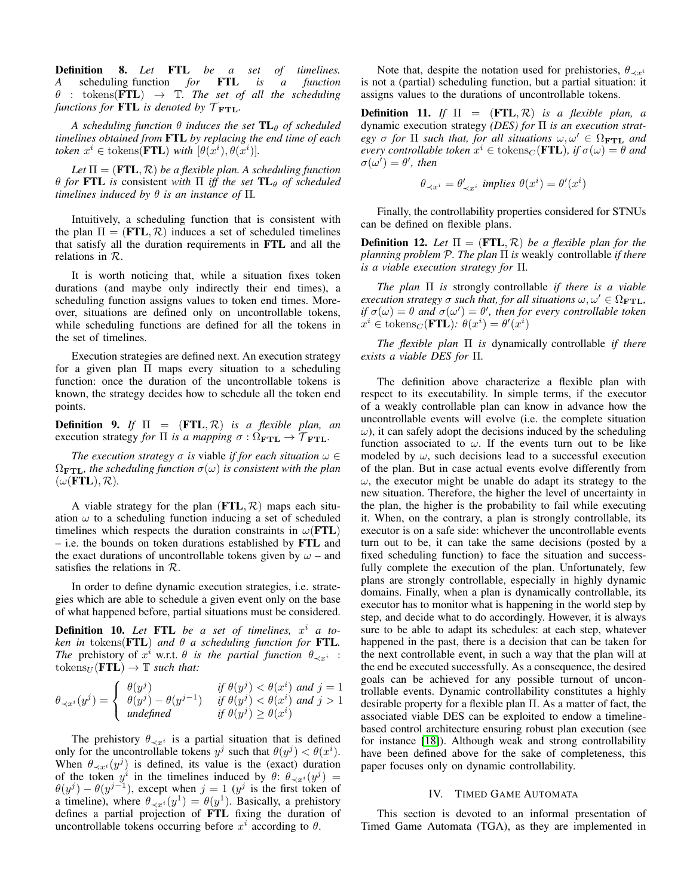**Definition 8.** *Let* **FTL** *be a set of timelines. A* scheduling function *for* **FTL** *is a function* $\theta : \text{tokens}(\mathbf{FTL}) \rightarrow \mathbb{T}$*. The set of all the scheduling functions for* **FTL** *is denoted by* $\mathcal{T}_{\mathbf{FTL}}$*.*

*A scheduling function* $\theta$ *induces the set* $\mathbf{TL}_\theta$ *of scheduled timelines obtained from* **FTL** *by replacing the end time of each token* $x^i \in \text{tokens}(\mathbf{FTL})$ *with* $[\theta(x^i), \theta(x^i)]$*.*

*Let* $\Pi = (\mathbf{FTL}, \mathcal{R})$ *be a flexible plan. A scheduling function* $\theta$ *for* **FTL** *is* consistent *with* $\Pi$ *iff the set* $\mathbf{TL}_\theta$ *of scheduled timelines induced by* $\theta$ *is an instance of* $\Pi$*.*

Intuitively, a scheduling function that is consistent with the plan $\Pi = (\mathbf{FTL}, \mathcal{R})$ induces a set of scheduled timelines that satisfy all the duration requirements in **FTL** and all the relations in $\mathcal{R}$.

It is worth noticing that, while a situation fixes token durations (and maybe only indirectly their end times), a scheduling function assigns values to token end times. Moreover, situations are defined only on uncontrollable tokens, while scheduling functions are defined for all the tokens in the set of timelines.

Execution strategies are defined next. An execution strategy for a given plan $\Pi$ maps every situation to a scheduling function: once the duration of the uncontrollable tokens is known, the strategy decides how to schedule all the token end points.

**Definition 9.** *If* $\Pi = (\mathbf{FTL}, \mathcal{R})$ *is a flexible plan, an* execution strategy *for* $\Pi$ *is a mapping* $\sigma : \Omega_{\mathbf{FTL}} \rightarrow \mathcal{T}_{\mathbf{FTL}}$*.*

*The execution strategy* $\sigma$ *is* viable *if for each situation* $\omega \in \Omega_{\mathbf{FTL}}$*, the scheduling function* $\sigma(\omega)$ *is consistent with the plan* $(\omega(\mathbf{FTL}), \mathcal{R})$*.*

A viable strategy for the plan $(\mathbf{FTL}, \mathcal{R})$ maps each situation $\omega$ to a scheduling function inducing a set of scheduled timelines which respects the duration constraints in $\omega(\mathbf{FTL})$ – i.e. the bounds on token durations established by **FTL** and the exact durations of uncontrollable tokens given by $\omega$ – and satisfies the relations in $\mathcal{R}$.

In order to define dynamic execution strategies, i.e. strategies which are able to schedule a given event only on the base of what happened before, partial situations must be considered.

**Definition 10.** *Let* **FTL** *be a set of timelines,* $x^i$ *a token in* $\text{tokens}(\mathbf{FTL})$ *and* $\theta$ *a scheduling function for* **FTL***. The* prehistory *of* $x^i$ w.r.t. $\theta$ *is the partial function* $\theta_{\prec x^i} : \text{tokens}_U(\mathbf{FTL}) \rightarrow \mathbb{T}$ *such that:*

$$\theta_{\prec x^i}(y^j) = \begin{cases} \theta(y^j) & \text{if } \theta(y^j) < \theta(x^i) \text{ and } j = 1 \\ \theta(y^j) - \theta(y^{j-1}) & \text{if } \theta(y^j) < \theta(x^i) \text{ and } j > 1 \\ \text{undefined} & \text{if } \theta(y^j) \geq \theta(x^i) \end{cases}$$

The prehistory $\theta_{\prec x^i}$ is a partial situation that is defined only for the uncontrollable tokens $y^j$ such that $\theta(y^j) < \theta(x^i)$. When $\theta_{\prec x^i}(y^j)$ is defined, its value is the (exact) duration of the token $y^i$ in the timelines induced by $\theta$: $\theta_{\prec x^i}(y^j) = \theta(y^j) - \theta(y^{j-1})$, except when $j = 1$ ($y^j$ is the first token of a timeline), where $\theta_{\prec x^i}(y^1) = \theta(y^1)$. Basically, a prehistory defines a partial projection of **FTL** fixing the duration of uncontrollable tokens occurring before $x^i$ according to $\theta$.

Note that, despite the notation used for prehistories, $\theta_{\prec x^i}$ is not a (partial) scheduling function, but a partial situation: it assigns values to the durations of uncontrollable tokens.

**Definition 11.** *If* $\Pi = (\mathbf{FTL}, \mathcal{R})$ *is a flexible plan, a* dynamic execution strategy *(DES) for* $\Pi$ *is an execution strategy* $\sigma$ *for* $\Pi$ *such that, for all situations* $\omega, \omega' \in \Omega_{\mathbf{FTL}}$ *and every controllable token* $x^i \in \text{tokens}_C(\mathbf{FTL})$*, if* $\sigma(\omega) = \theta$ *and* $\sigma(\omega') = \theta'$*, then*

$$\theta_{\prec x^i} = \theta'_{\prec x^i} \text{ implies } \theta(x^i) = \theta'(x^i)$$

Finally, the controllability properties considered for STNUs can be defined on flexible plans.

**Definition 12.** *Let* $\Pi = (\mathbf{FTL}, \mathcal{R})$ *be a flexible plan for the planning problem* $\mathcal{P}$*. The plan* $\Pi$ *is* weakly controllable *if there is a viable execution strategy for* $\Pi$*.*

*The plan* $\Pi$ *is* strongly controllable *if there is a viable execution strategy* $\sigma$ *such that, for all situations* $\omega, \omega' \in \Omega_{\mathbf{FTL}}$*, if* $\sigma(\omega) = \theta$ *and* $\sigma(\omega') = \theta'$*, then for every controllable token* $x^i \in \text{tokens}_C(\mathbf{FTL})$*:* $\theta(x^i) = \theta'(x^i)$

*The flexible plan* $\Pi$ *is* dynamically controllable *if there exists a viable DES for* $\Pi$*.*

The definition above characterize a flexible plan with respect to its executability. In simple terms, if the executor of a weakly controllable plan can know in advance how the uncontrollable events will evolve (i.e. the complete situation $\omega$), it can safely adopt the decisions induced by the scheduling function associated to $\omega$. If the events turn out to be like modeled by $\omega$, such decisions lead to a successful execution of the plan. But in case actual events evolve differently from $\omega$, the executor might be unable do adapt its strategy to the new situation. Therefore, the higher the level of uncertainty in the plan, the higher is the probability to fail while executing it. When, on the contrary, a plan is strongly controllable, its executor is on a safe side: whichever the uncontrollable events turn out to be, it can take the same decisions (posted by a fixed scheduling function) to face the situation and successfully complete the execution of the plan. Unfortunately, few plans are strongly controllable, especially in highly dynamic domains. Finally, when a plan is dynamically controllable, its executor has to monitor what is happening in the world step by step, and decide what to do accordingly. However, it is always sure to be able to adapt its schedules: at each step, whatever happened in the past, there is a decision that can be taken for the next controllable event, in such a way that the plan will at the end be executed successfully. As a consequence, the desired goals can be achieved for any possible turnout of uncontrollable events. Dynamic controllability constitutes a highly desirable property for a flexible plan $\Pi$. As a matter of fact, the associated viable DES can be exploited to endow a timeline-based control architecture ensuring robust plan execution (see for instance [18]). Although weak and strong controllability have been defined above for the sake of completeness, this paper focuses only on dynamic controllability.

## IV. Timed Game Automata

This section is devoted to an informal presentation of Timed Game Automata (TGA), as they are implemented in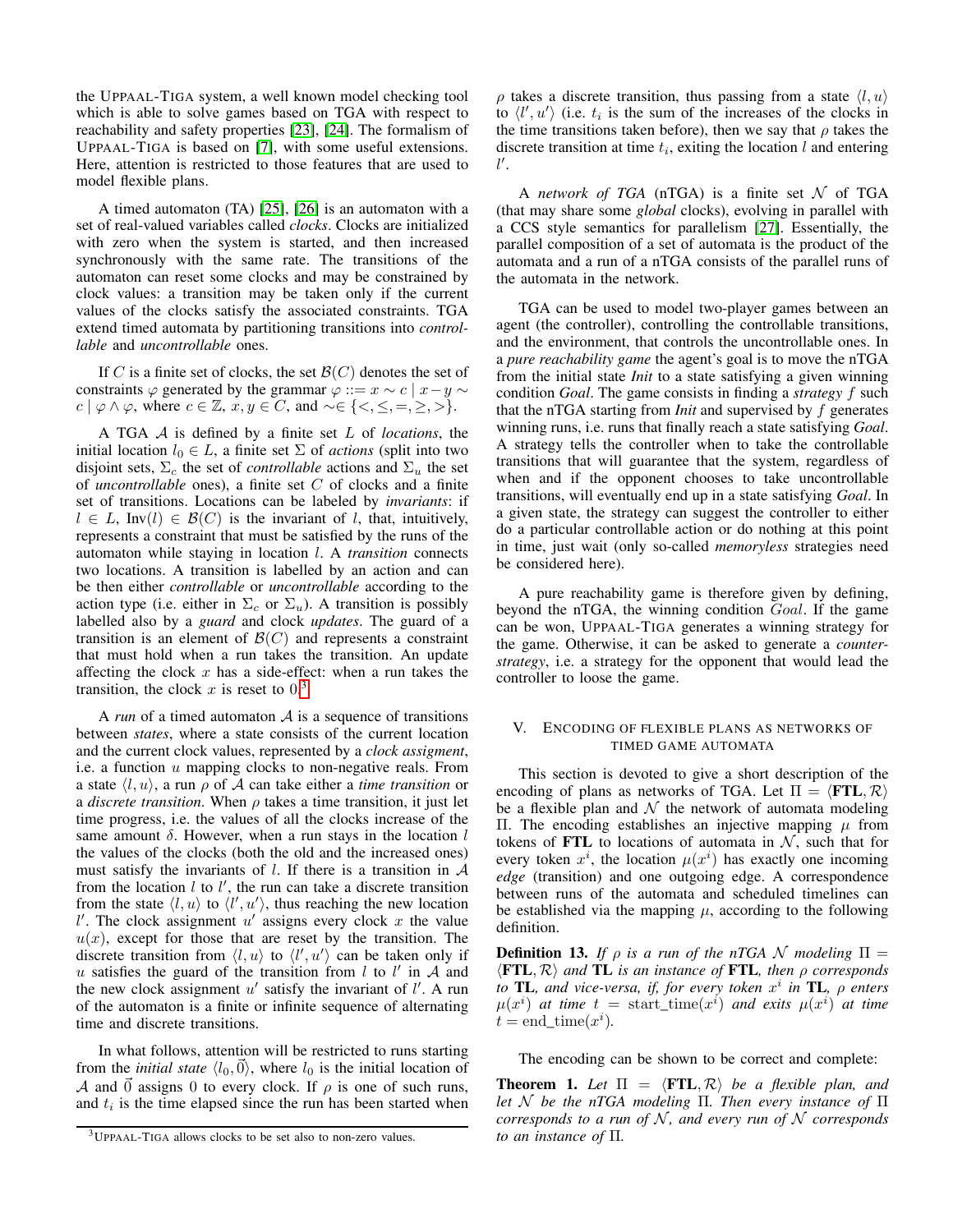the UPPAAL-TIGA system, a well known model checking tool which is able to solve games based on TGA with respect to reachability and safety properties [23], [24]. The formalism of UPPAAL-TIGA is based on [7], with some useful extensions. Here, attention is restricted to those features that are used to model flexible plans.

A timed automaton (TA) [25], [26] is an automaton with a set of real-valued variables called *clocks*. Clocks are initialized with zero when the system is started, and then increased synchronously with the same rate. The transitions of the automaton can reset some clocks and may be constrained by clock values: a transition may be taken only if the current values of the clocks satisfy the associated constraints. TGA extend timed automata by partitioning transitions into *controllable* and *uncontrollable* ones.

If $C$ is a finite set of clocks, the set $\mathcal{B}(C)$ denotes the set of constraints $\varphi$ generated by the grammar $\varphi ::= x \sim c \mid x - y \sim c \mid \varphi \wedge \varphi$, where $c \in \mathbb{Z}$, $x, y \in C$, and $\sim \in \{<, \leq, =, \geq, >\}$.

A TGA $\mathcal{A}$ is defined by a finite set $L$ of *locations*, the initial location $l_0 \in L$, a finite set $\Sigma$ of *actions* (split into two disjoint sets, $\Sigma_c$ the set of *controllable* actions and $\Sigma_u$ the set of *uncontrollable* ones), a finite set $C$ of clocks and a finite set of transitions. Locations can be labeled by *invariants*: if $l \in L$, $\text{Inv}(l) \in \mathcal{B}(C)$ is the invariant of $l$, that, intuitively, represents a constraint that must be satisfied by the runs of the automaton while staying in location $l$. A *transition* connects two locations. A transition is labelled by an action and can be then either *controllable* or *uncontrollable* according to the action type (i.e. either in $\Sigma_c$ or $\Sigma_u$). A transition is possibly labelled also by a *guard* and clock *updates*. The guard of a transition is an element of $\mathcal{B}(C)$ and represents a constraint that must hold when a run takes the transition. An update affecting the clock $x$ has a side-effect: when a run takes the transition, the clock $x$ is reset to 0.[3]

A *run* of a timed automaton $\mathcal{A}$ is a sequence of transitions between *states*, where a state consists of the current location and the current clock values, represented by a *clock assigment*, i.e. a function $u$ mapping clocks to non-negative reals. From a state $\langle l, u \rangle$, a run $\rho$ of $\mathcal{A}$ can take either a *time transition* or a *discrete transition*. When $\rho$ takes a time transition, it just let time progress, i.e. the values of all the clocks increase of the same amount $\delta$. However, when a run stays in the location $l$ the values of the clocks (both the old and the increased ones) must satisfy the invariants of $l$. If there is a transition in $\mathcal{A}$ from the location $l$ to $l'$, the run can take a discrete transition from the state $\langle l, u \rangle$ to $\langle l', u' \rangle$, thus reaching the new location $l'$. The clock assignment $u'$ assigns every clock $x$ the value $u(x)$, except for those that are reset by the transition. The discrete transition from $\langle l, u \rangle$ to $\langle l', u' \rangle$ can be taken only if $u$ satisfies the guard of the transition from $l$ to $l'$ in $\mathcal{A}$ and the new clock assignment $u'$ satisfy the invariant of $l'$. A run of the automaton is a finite or infinite sequence of alternating time and discrete transitions.

In what follows, attention will be restricted to runs starting from the *initial state* $\langle l_0, \vec{0} \rangle$, where $l_0$ is the initial location of $\mathcal{A}$ and $\vec{0}$ assigns 0 to every clock. If $\rho$ is one of such runs, and $t_i$ is the time elapsed since the run has been started when $\rho$ takes a discrete transition, thus passing from a state $\langle l, u \rangle$ to $\langle l', u' \rangle$ (i.e. $t_i$ is the sum of the increases of the clocks in the time transitions taken before), then we say that $\rho$ takes the discrete transition at time $t_i$, exiting the location $l$ and entering $l'$.

A *network of TGA* (nTGA) is a finite set $\mathcal{N}$ of TGA (that may share some *global* clocks), evolving in parallel with a CCS style semantics for parallelism [27]. Essentially, the parallel composition of a set of automata is the product of the automata and a run of a nTGA consists of the parallel runs of the automata in the network.

TGA can be used to model two-player games between an agent (the controller), controlling the controllable transitions, and the environment, that controls the uncontrollable ones. In a *pure reachability game* the agent's goal is to move the nTGA from the initial state *Init* to a state satisfying a given winning condition *Goal*. The game consists in finding a *strategy* $f$ such that the nTGA starting from *Init* and supervised by $f$ generates winning runs, i.e. runs that finally reach a state satisfying *Goal*. A strategy tells the controller when to take the controllable transitions that will guarantee that the system, regardless of when and if the opponent chooses to take uncontrollable transitions, will eventually end up in a state satisfying *Goal*. In a given state, the strategy can suggest the controller to either do a particular controllable action or do nothing at this point in time, just wait (only so-called *memoryless* strategies need be considered here).

A pure reachability game is therefore given by defining, beyond the nTGA, the winning condition $Goal$. If the game can be won, UPPAAL-TIGA generates a winning strategy for the game. Otherwise, it can be asked to generate a *counter-strategy*, i.e. a strategy for the opponent that would lead the controller to loose the game.

## V. Encoding of flexible plans as networks of timed game automata

This section is devoted to give a short description of the encoding of plans as networks of TGA. Let $\Pi = \langle \mathbf{FTL}, \mathcal{R} \rangle$ be a flexible plan and $\mathcal{N}$ the network of automata modeling $\Pi$. The encoding establishes an injective mapping $\mu$ from tokens of $\mathbf{FTL}$ to locations of automata in $\mathcal{N}$, such that for every token $x^i$, the location $\mu(x^i)$ has exactly one incoming *edge* (transition) and one outgoing edge. A correspondence between runs of the automata and scheduled timelines can be established via the mapping $\mu$, according to the following definition.

**Definition 13.** *If $\rho$ is a run of the nTGA $\mathcal{N}$ modeling $\Pi = \langle \mathbf{FTL}, \mathcal{R} \rangle$ and $\mathbf{TL}$ is an instance of $\mathbf{FTL}$, then $\rho$ corresponds to $\mathbf{TL}$, and vice-versa, if, for every token $x^i$ in $\mathbf{TL}$, $\rho$ enters $\mu(x^i)$ at time $t = \text{start\_time}(x^i)$ and exits $\mu(x^i)$ at time $t = \text{end\_time}(x^i)$.*

The encoding can be shown to be correct and complete:

**Theorem 1.** *Let $\Pi = \langle \mathbf{FTL}, \mathcal{R} \rangle$ be a flexible plan, and let $\mathcal{N}$ be the nTGA modeling $\Pi$. Then every instance of $\Pi$ corresponds to a run of $\mathcal{N}$, and every run of $\mathcal{N}$ corresponds to an instance of $\Pi$.*

[3] UPPAAL-TIGA allows clocks to be set also to non-zero values.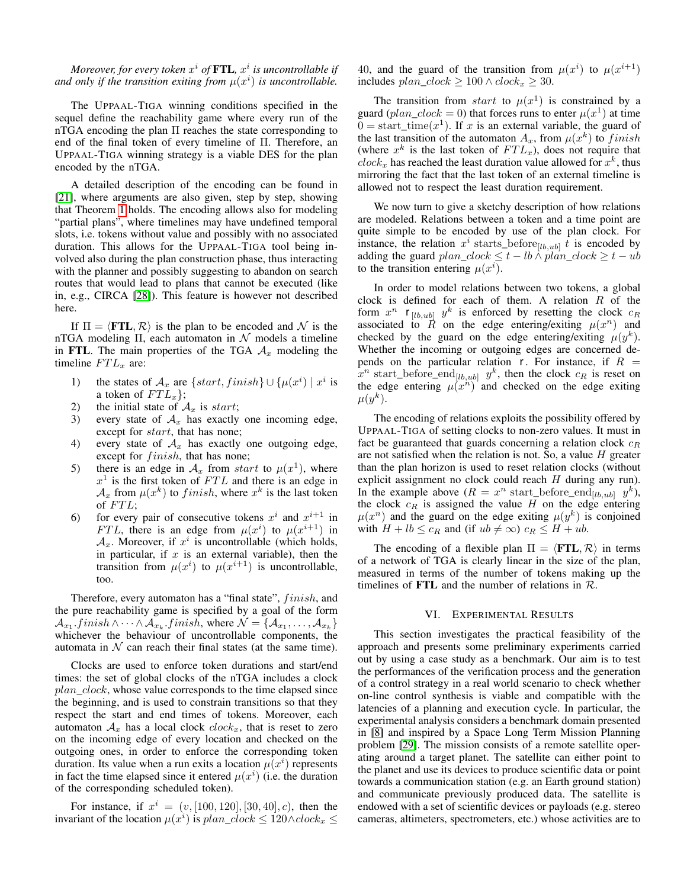*Moreover, for every token $x^i$ of* **FTL**, *$x^i$ is uncontrollable if and only if the transition exiting from $\mu(x^i)$ is uncontrollable.*

The UPPAAL-TIGA winning conditions specified in the sequel define the reachability game where every run of the nTGA encoding the plan $\Pi$ reaches the state corresponding to end of the final token of every timeline of $\Pi$. Therefore, an UPPAAL-TIGA winning strategy is a viable DES for the plan encoded by the nTGA.

A detailed description of the encoding can be found in [21], where arguments are also given, step by step, showing that Theorem 1 holds. The encoding allows also for modeling "partial plans", where timelines may have undefined temporal slots, i.e. tokens without value and possibly with no associated duration. This allows for the UPPAAL-TIGA tool being involved also during the plan construction phase, thus interacting with the planner and possibly suggesting to abandon on search routes that would lead to plans that cannot be executed (like in, e.g., CIRCA [28]). This feature is however not described here.

If $\Pi = \langle \mathbf{FTL}, \mathcal{R} \rangle$ is the plan to be encoded and $\mathcal{N}$ is the nTGA modeling $\Pi$, each automaton in $\mathcal{N}$ models a timeline in **FTL**. The main properties of the TGA $\mathcal{A}_x$ modeling the timeline $FTL_x$ are:

1) the states of $\mathcal{A}_x$ are $\{start, finish\} \cup \{\mu(x^i) \mid x^i$ is a token of $FTL_x\}$;
2) the initial state of $\mathcal{A}_x$ is $start$;
3) every state of $\mathcal{A}_x$ has exactly one incoming edge, except for $start$, that has none;
4) every state of $\mathcal{A}_x$ has exactly one outgoing edge, except for $finish$, that has none;
5) there is an edge in $\mathcal{A}_x$ from $start$ to $\mu(x^1)$, where $x^1$ is the first token of $FTL$ and there is an edge in $\mathcal{A}_x$ from $\mu(x^k)$ to $finish$, where $x^k$ is the last token of $FTL$;
6) for every pair of consecutive tokens $x^i$ and $x^{i+1}$ in $FTL$, there is an edge from $\mu(x^i)$ to $\mu(x^{i+1})$ in $\mathcal{A}_x$. Moreover, if $x^i$ is uncontrollable (which holds, in particular, if $x$ is an external variable), then the transition from $\mu(x^i)$ to $\mu(x^{i+1})$ is uncontrollable, too.

Therefore, every automaton has a "final state", $finish$, and the pure reachability game is specified by a goal of the form $\mathcal{A}_{x_1}.finish \wedge \cdots \wedge \mathcal{A}_{x_k}.finish$, where $\mathcal{N} = \{\mathcal{A}_{x_1}, \ldots, \mathcal{A}_{x_k}\}$ whichever the behaviour of uncontrollable components, the automata in $\mathcal{N}$ can reach their final states (at the same time).

Clocks are used to enforce token durations and start/end times: the set of global clocks of the nTGA includes a clock $plan\_clock$, whose value corresponds to the time elapsed since the beginning, and is used to constrain transitions so that they respect the start and end times of tokens. Moreover, each automaton $\mathcal{A}_x$ has a local clock $clock_x$, that is reset to zero on the incoming edge of every location and checked on the outgoing ones, in order to enforce the corresponding token duration. Its value when a run exits a location $\mu(x^i)$ represents in fact the time elapsed since it entered $\mu(x^i)$ (i.e. the duration of the corresponding scheduled token).

For instance, if $x^i = (v, [100, 120], [30, 40], c)$, then the invariant of the location $\mu(x^i)$ is $plan\_clock \leq 120 \wedge clock_x \leq 40$, and the guard of the transition from $\mu(x^i)$ to $\mu(x^{i+1})$ includes $plan\_clock \geq 100 \wedge clock_x \geq 30$.

The transition from $start$ to $\mu(x^1)$ is constrained by a guard ($plan\_clock = 0$) that forces runs to enter $\mu(x^1)$ at time $0 = \text{start\_time}(x^1)$. If $x$ is an external variable, the guard of the last transition of the automaton $A_x$, from $\mu(x^k)$ to $finish$ (where $x^k$ is the last token of $FTL_x$), does not require that $clock_x$ has reached the least duration value allowed for $x^k$, thus mirroring the fact that the last token of an external timeline is allowed not to respect the least duration requirement.

We now turn to give a sketchy description of how relations are modeled. Relations between a token and a time point are quite simple to be encoded by use of the plan clock. For instance, the relation $x^i$ $\text{starts\_before}_{[lb,ub]}$ $t$ is encoded by adding the guard $plan\_clock \leq t - lb \wedge plan\_clock \geq t - ub$ to the transition entering $\mu(x^i)$.

In order to model relations between two tokens, a global clock is defined for each of them. A relation $R$ of the form $x^n$ $\mathsf{r}_{[lb,ub]}$ $y^k$ is enforced by resetting the clock $c_R$ associated to $R$ on the edge entering/exiting $\mu(x^n)$ and checked by the guard on the edge entering/exiting $\mu(y^k)$. Whether the incoming or outgoing edges are concerned depends on the particular relation $\mathsf{r}$. For instance, if $R = x^n$ $\text{start\_before\_end}_{[lb,ub]}$ $y^k$, then the clock $c_R$ is reset on the edge entering $\mu(x^n)$ and checked on the edge exiting $\mu(y^k)$.

The encoding of relations exploits the possibility offered by UPPAAL-TIGA of setting clocks to non-zero values. It must in fact be guaranteed that guards concerning a relation clock $c_R$ are not satisfied when the relation is not. So, a value $H$ greater than the plan horizon is used to reset relation clocks (without explicit assignment no clock could reach $H$ during any run). In the example above ($R = x^n$ $\text{start\_before\_end}_{[lb,ub]}$ $y^k$), the clock $c_R$ is assigned the value $H$ on the edge entering $\mu(x^n)$ and the guard on the edge exiting $\mu(y^k)$ is conjoined with $H + lb \leq c_R$ and (if $ub \neq \infty$) $c_R \leq H + ub$.

The encoding of a flexible plan $\Pi = \langle \mathbf{FTL}, \mathcal{R} \rangle$ in terms of a network of TGA is clearly linear in the size of the plan, measured in terms of the number of tokens making up the timelines of **FTL** and the number of relations in $\mathcal{R}$.

## VI. EXPERIMENTAL RESULTS

This section investigates the practical feasibility of the approach and presents some preliminary experiments carried out by using a case study as a benchmark. Our aim is to test the performances of the verification process and the generation of a control strategy in a real world scenario to check whether on-line control synthesis is viable and compatible with the latencies of a planning and execution cycle. In particular, the experimental analysis considers a benchmark domain presented in [8] and inspired by a Space Long Term Mission Planning problem [29]. The mission consists of a remote satellite operating around a target planet. The satellite can either point to the planet and use its devices to produce scientific data or point towards a communication station (e.g. an Earth ground station) and communicate previously produced data. The satellite is endowed with a set of scientific devices or payloads (e.g. stereo cameras, altimeters, spectrometers, etc.) whose activities are to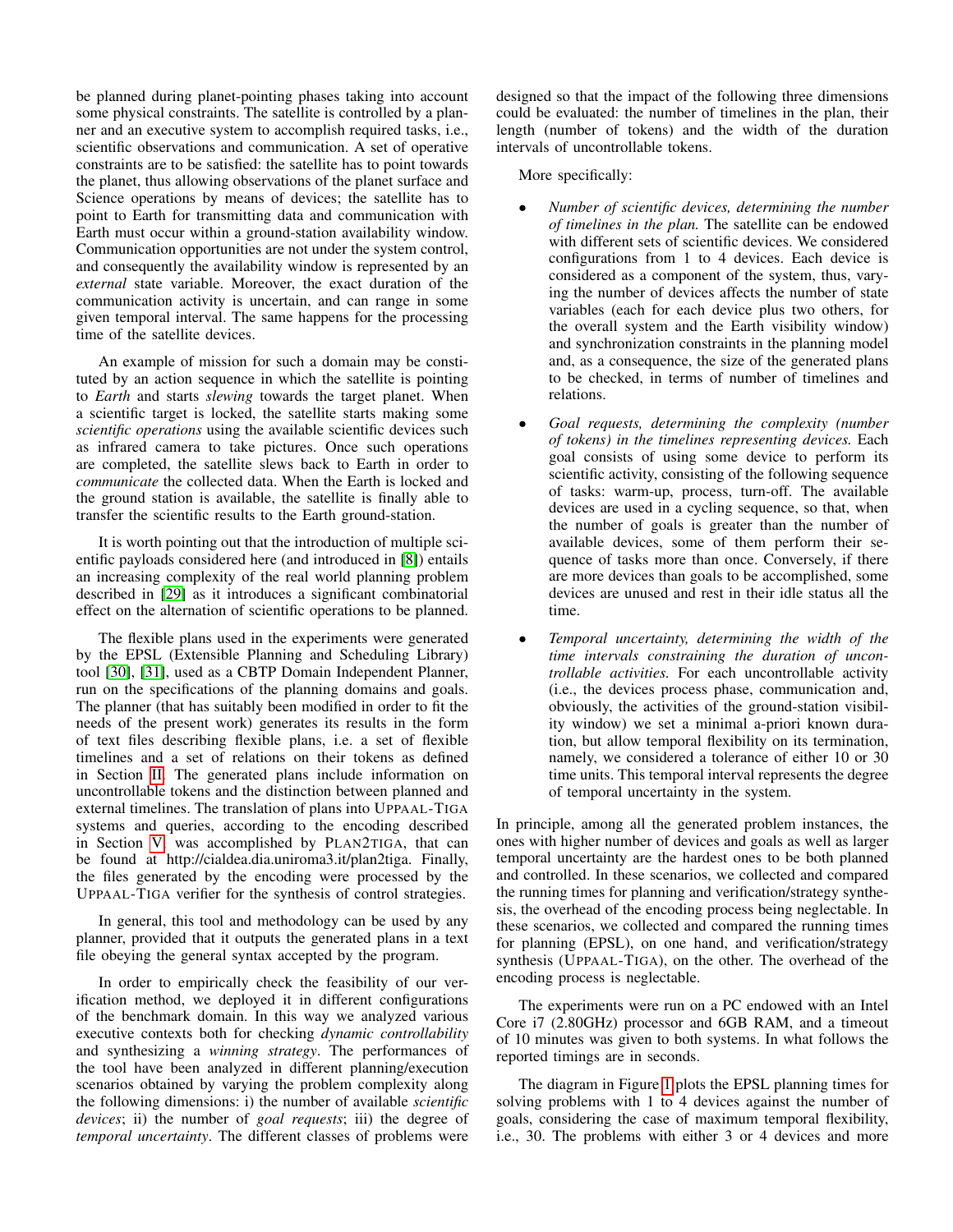be planned during planet-pointing phases taking into account some physical constraints. The satellite is controlled by a planner and an executive system to accomplish required tasks, i.e., scientific observations and communication. A set of operative constraints are to be satisfied: the satellite has to point towards the planet, thus allowing observations of the planet surface and Science operations by means of devices; the satellite has to point to Earth for transmitting data and communication with Earth must occur within a ground-station availability window. Communication opportunities are not under the system control, and consequently the availability window is represented by an *external* state variable. Moreover, the exact duration of the communication activity is uncertain, and can range in some given temporal interval. The same happens for the processing time of the satellite devices.

An example of mission for such a domain may be constituted by an action sequence in which the satellite is pointing to *Earth* and starts *slewing* towards the target planet. When a scientific target is locked, the satellite starts making some *scientific operations* using the available scientific devices such as infrared camera to take pictures. Once such operations are completed, the satellite slews back to Earth in order to *communicate* the collected data. When the Earth is locked and the ground station is available, the satellite is finally able to transfer the scientific results to the Earth ground-station.

It is worth pointing out that the introduction of multiple scientific payloads considered here (and introduced in [8]) entails an increasing complexity of the real world planning problem described in [29] as it introduces a significant combinatorial effect on the alternation of scientific operations to be planned.

The flexible plans used in the experiments were generated by the EPSL (Extensible Planning and Scheduling Library) tool [30], [31], used as a CBTP Domain Independent Planner, run on the specifications of the planning domains and goals. The planner (that has suitably been modified in order to fit the needs of the present work) generates its results in the form of text files describing flexible plans, i.e. a set of flexible timelines and a set of relations on their tokens as defined in Section II. The generated plans include information on uncontrollable tokens and the distinction between planned and external timelines. The translation of plans into UPPAAL-TIGA systems and queries, according to the encoding described in Section V, was accomplished by PLAN2TIGA, that can be found at http://cialdea.dia.uniroma3.it/plan2tiga. Finally, the files generated by the encoding were processed by the UPPAAL-TIGA verifier for the synthesis of control strategies.

In general, this tool and methodology can be used by any planner, provided that it outputs the generated plans in a text file obeying the general syntax accepted by the program.

In order to empirically check the feasibility of our verification method, we deployed it in different configurations of the benchmark domain. In this way we analyzed various executive contexts both for checking *dynamic controllability* and synthesizing a *winning strategy*. The performances of the tool have been analyzed in different planning/execution scenarios obtained by varying the problem complexity along the following dimensions: i) the number of available *scientific devices*; ii) the number of *goal requests*; iii) the degree of *temporal uncertainty*. The different classes of problems were designed so that the impact of the following three dimensions could be evaluated: the number of timelines in the plan, their length (number of tokens) and the width of the duration intervals of uncontrollable tokens.

More specifically:

- *Number of scientific devices, determining the number of timelines in the plan.* The satellite can be endowed with different sets of scientific devices. We considered configurations from 1 to 4 devices. Each device is considered as a component of the system, thus, varying the number of devices affects the number of state variables (each for each device plus two others, for the overall system and the Earth visibility window) and synchronization constraints in the planning model and, as a consequence, the size of the generated plans to be checked, in terms of number of timelines and relations.
- *Goal requests, determining the complexity (number of tokens) in the timelines representing devices.* Each goal consists of using some device to perform its scientific activity, consisting of the following sequence of tasks: warm-up, process, turn-off. The available devices are used in a cycling sequence, so that, when the number of goals is greater than the number of available devices, some of them perform their sequence of tasks more than once. Conversely, if there are more devices than goals to be accomplished, some devices are unused and rest in their idle status all the time.
- *Temporal uncertainty, determining the width of the time intervals constraining the duration of uncontrollable activities.* For each uncontrollable activity (i.e., the devices process phase, communication and, obviously, the activities of the ground-station visibility window) we set a minimal a-priori known duration, but allow temporal flexibility on its termination, namely, we considered a tolerance of either 10 or 30 time units. This temporal interval represents the degree of temporal uncertainty in the system.

In principle, among all the generated problem instances, the ones with higher number of devices and goals as well as larger temporal uncertainty are the hardest ones to be both planned and controlled. In these scenarios, we collected and compared the running times for planning and verification/strategy synthesis, the overhead of the encoding process being neglectable. In these scenarios, we collected and compared the running times for planning (EPSL), on one hand, and verification/strategy synthesis (UPPAAL-TIGA), on the other. The overhead of the encoding process is neglectable.

The experiments were run on a PC endowed with an Intel Core i7 (2.80GHz) processor and 6GB RAM, and a timeout of 10 minutes was given to both systems. In what follows the reported timings are in seconds.

The diagram in Figure 1 plots the EPSL planning times for solving problems with 1 to 4 devices against the number of goals, considering the case of maximum temporal flexibility, i.e., 30. The problems with either 3 or 4 devices and more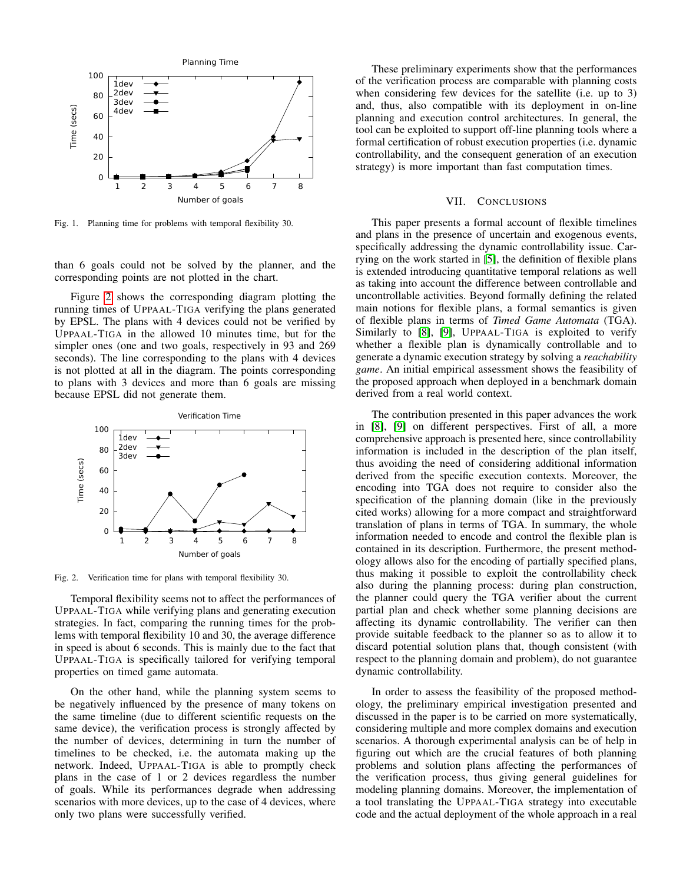Fig. 1. Planning time for problems with temporal flexibility 30.

than 6 goals could not be solved by the planner, and the corresponding points are not plotted in the chart.

Figure 2 shows the corresponding diagram plotting the running times of UPPAAL-TIGA verifying the plans generated by EPSL. The plans with 4 devices could not be verified by UPPAAL-TIGA in the allowed 10 minutes time, but for the simpler ones (one and two goals, respectively in 93 and 269 seconds). The line corresponding to the plans with 4 devices is not plotted at all in the diagram. The points corresponding to plans with 3 devices and more than 6 goals are missing because EPSL did not generate them.

Fig. 2. Verification time for plans with temporal flexibility 30.

Temporal flexibility seems not to affect the performances of UPPAAL-TIGA while verifying plans and generating execution strategies. In fact, comparing the running times for the problems with temporal flexibility 10 and 30, the average difference in speed is about 6 seconds. This is mainly due to the fact that UPPAAL-TIGA is specifically tailored for verifying temporal properties on timed game automata.

On the other hand, while the planning system seems to be negatively influenced by the presence of many tokens on the same timeline (due to different scientific requests on the same device), the verification process is strongly affected by the number of devices, determining in turn the number of timelines to be checked, i.e. the automata making up the network. Indeed, UPPAAL-TIGA is able to promptly check plans in the case of 1 or 2 devices regardless the number of goals. While its performances degrade when addressing scenarios with more devices, up to the case of 4 devices, where only two plans were successfully verified.

These preliminary experiments show that the performances of the verification process are comparable with planning costs when considering few devices for the satellite (i.e. up to 3) and, thus, also compatible with its deployment in on-line planning and execution control architectures. In general, the tool can be exploited to support off-line planning tools where a formal certification of robust execution properties (i.e. dynamic controllability, and the consequent generation of an execution strategy) is more important than fast computation times.

## VII. CONCLUSIONS

This paper presents a formal account of flexible timelines and plans in the presence of uncertain and exogenous events, specifically addressing the dynamic controllability issue. Carrying on the work started in [5], the definition of flexible plans is extended introducing quantitative temporal relations as well as taking into account the difference between controllable and uncontrollable activities. Beyond formally defining the related main notions for flexible plans, a formal semantics is given of flexible plans in terms of *Timed Game Automata* (TGA). Similarly to [8], [9], UPPAAL-TIGA is exploited to verify whether a flexible plan is dynamically controllable and to generate a dynamic execution strategy by solving a *reachability game*. An initial empirical assessment shows the feasibility of the proposed approach when deployed in a benchmark domain derived from a real world context.

The contribution presented in this paper advances the work in [8], [9] on different perspectives. First of all, a more comprehensive approach is presented here, since controllability information is included in the description of the plan itself, thus avoiding the need of considering additional information derived from the specific execution contexts. Moreover, the encoding into TGA does not require to consider also the specification of the planning domain (like in the previously cited works) allowing for a more compact and straightforward translation of plans in terms of TGA. In summary, the whole information needed to encode and control the flexible plan is contained in its description. Furthermore, the present methodology allows also for the encoding of partially specified plans, thus making it possible to exploit the controllability check also during the planning process: during plan construction, the planner could query the TGA verifier about the current partial plan and check whether some planning decisions are affecting its dynamic controllability. The verifier can then provide suitable feedback to the planner so as to allow it to discard potential solution plans that, though consistent (with respect to the planning domain and problem), do not guarantee dynamic controllability.

In order to assess the feasibility of the proposed methodology, the preliminary empirical investigation presented and discussed in the paper is to be carried on more systematically, considering multiple and more complex domains and execution scenarios. A thorough experimental analysis can be of help in figuring out which are the crucial features of both planning problems and solution plans affecting the performances of the verification process, thus giving general guidelines for modeling planning domains. Moreover, the implementation of a tool translating the UPPAAL-TIGA strategy into executable code and the actual deployment of the whole approach in a real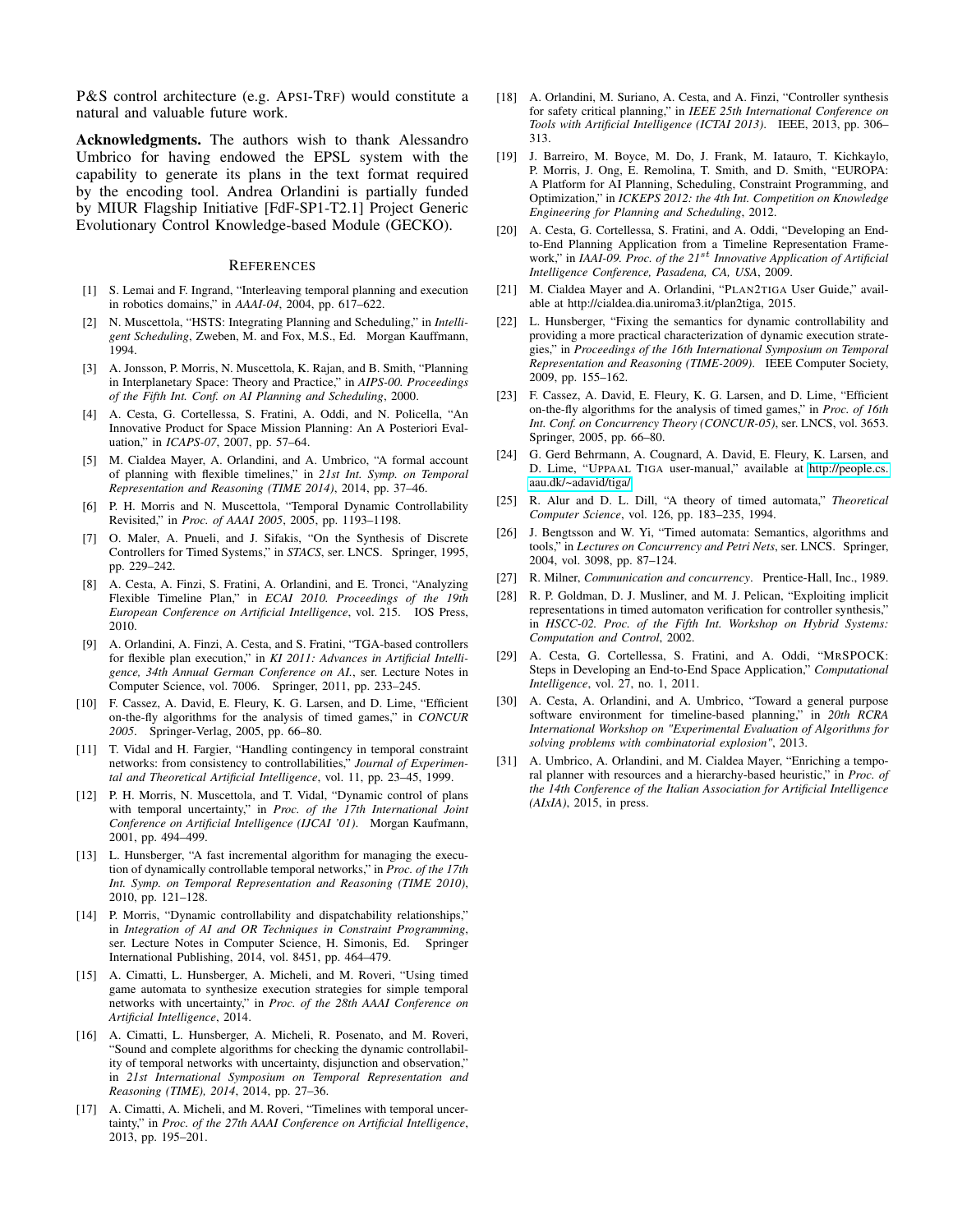P&S control architecture (e.g. APSI-TRF) would constitute a natural and valuable future work.

**Acknowledgments.** The authors wish to thank Alessandro Umbrico for having endowed the EPSL system with the capability to generate its plans in the text format required by the encoding tool. Andrea Orlandini is partially funded by MIUR Flagship Initiative [FdF-SP1-T2.1] Project Generic Evolutionary Control Knowledge-based Module (GECKO).

## REFERENCES

[1] S. Lemai and F. Ingrand, "Interleaving temporal planning and execution in robotics domains," in *AAAI-04*, 2004, pp. 617–622.

[2] N. Muscettola, "HSTS: Integrating Planning and Scheduling," in *Intelligent Scheduling*, Zweben, M. and Fox, M.S., Ed. Morgan Kauffmann, 1994.

[3] A. Jonsson, P. Morris, N. Muscettola, K. Rajan, and B. Smith, "Planning in Interplanetary Space: Theory and Practice," in *AIPS-00. Proceedings of the Fifth Int. Conf. on AI Planning and Scheduling*, 2000.

[4] A. Cesta, G. Cortellessa, S. Fratini, A. Oddi, and N. Policella, "An Innovative Product for Space Mission Planning: An A Posteriori Evaluation," in *ICAPS-07*, 2007, pp. 57–64.

[5] M. Cialdea Mayer, A. Orlandini, and A. Umbrico, "A formal account of planning with flexible timelines," in *21st Int. Symp. on Temporal Representation and Reasoning (TIME 2014)*, 2014, pp. 37–46.

[6] P. H. Morris and N. Muscettola, "Temporal Dynamic Controllability Revisited," in *Proc. of AAAI 2005*, 2005, pp. 1193–1198.

[7] O. Maler, A. Pnueli, and J. Sifakis, "On the Synthesis of Discrete Controllers for Timed Systems," in *STACS*, ser. LNCS. Springer, 1995, pp. 229–242.

[8] A. Cesta, A. Finzi, S. Fratini, A. Orlandini, and E. Tronci, "Analyzing Flexible Timeline Plan," in *ECAI 2010. Proceedings of the 19th European Conference on Artificial Intelligence*, vol. 215. IOS Press, 2010.

[9] A. Orlandini, A. Finzi, A. Cesta, and S. Fratini, "TGA-based controllers for flexible plan execution," in *KI 2011: Advances in Artificial Intelligence, 34th Annual German Conference on AI.*, ser. Lecture Notes in Computer Science, vol. 7006. Springer, 2011, pp. 233–245.

[10] F. Cassez, A. David, E. Fleury, K. G. Larsen, and D. Lime, "Efficient on-the-fly algorithms for the analysis of timed games," in *CONCUR 2005*. Springer-Verlag, 2005, pp. 66–80.

[11] T. Vidal and H. Fargier, "Handling contingency in temporal constraint networks: from consistency to controllabilities," *Journal of Experimental and Theoretical Artificial Intelligence*, vol. 11, pp. 23–45, 1999.

[12] P. H. Morris, N. Muscettola, and T. Vidal, "Dynamic control of plans with temporal uncertainty," in *Proc. of the 17th International Joint Conference on Artificial Intelligence (IJCAI '01)*. Morgan Kaufmann, 2001, pp. 494–499.

[13] L. Hunsberger, "A fast incremental algorithm for managing the execution of dynamically controllable temporal networks," in *Proc. of the 17th Int. Symp. on Temporal Representation and Reasoning (TIME 2010)*, 2010, pp. 121–128.

[14] P. Morris, "Dynamic controllability and dispatchability relationships," in *Integration of AI and OR Techniques in Constraint Programming*, ser. Lecture Notes in Computer Science, H. Simonis, Ed. Springer International Publishing, 2014, vol. 8451, pp. 464–479.

[15] A. Cimatti, L. Hunsberger, A. Micheli, and M. Roveri, "Using timed game automata to synthesize execution strategies for simple temporal networks with uncertainty," in *Proc. of the 28th AAAI Conference on Artificial Intelligence*, 2014.

[16] A. Cimatti, L. Hunsberger, A. Micheli, R. Posenato, and M. Roveri, "Sound and complete algorithms for checking the dynamic controllability of temporal networks with uncertainty, disjunction and observation," in *21st International Symposium on Temporal Representation and Reasoning (TIME), 2014*, 2014, pp. 27–36.

[17] A. Cimatti, A. Micheli, and M. Roveri, "Timelines with temporal uncertainty," in *Proc. of the 27th AAAI Conference on Artificial Intelligence*, 2013, pp. 195–201.

[18] A. Orlandini, M. Suriano, A. Cesta, and A. Finzi, "Controller synthesis for safety critical planning," in *IEEE 25th International Conference on Tools with Artificial Intelligence (ICTAI 2013)*. IEEE, 2013, pp. 306–313.

[19] J. Barreiro, M. Boyce, M. Do, J. Frank, M. Iatauro, T. Kichkaylo, P. Morris, J. Ong, E. Remolina, T. Smith, and D. Smith, "EUROPA: A Platform for AI Planning, Scheduling, Constraint Programming, and Optimization," in *ICKEPS 2012: the 4th Int. Competition on Knowledge Engineering for Planning and Scheduling*, 2012.

[20] A. Cesta, G. Cortellessa, S. Fratini, and A. Oddi, "Developing an End-to-End Planning Application from a Timeline Representation Framework," in *IAAI-09. Proc. of the 21$^{st}$ Innovative Application of Artificial Intelligence Conference, Pasadena, CA, USA*, 2009.

[21] M. Cialdea Mayer and A. Orlandini, "PLAN2TIGA User Guide," available at http://cialdea.dia.uniroma3.it/plan2tiga, 2015.

[22] L. Hunsberger, "Fixing the semantics for dynamic controllability and providing a more practical characterization of dynamic execution strategies," in *Proceedings of the 16th International Symposium on Temporal Representation and Reasoning (TIME-2009)*. IEEE Computer Society, 2009, pp. 155–162.

[23] F. Cassez, A. David, E. Fleury, K. G. Larsen, and D. Lime, "Efficient on-the-fly algorithms for the analysis of timed games," in *Proc. of 16th Int. Conf. on Concurrency Theory (CONCUR-05)*, ser. LNCS, vol. 3653. Springer, 2005, pp. 66–80.

[24] G. Gerd Behrmann, A. Cougnard, A. David, E. Fleury, K. Larsen, and D. Lime, "UPPAAL TIGA user-manual," available at http://people.cs.aau.dk/~adavid/tiga/.

[25] R. Alur and D. L. Dill, "A theory of timed automata," *Theoretical Computer Science*, vol. 126, pp. 183–235, 1994.

[26] J. Bengtsson and W. Yi, "Timed automata: Semantics, algorithms and tools," in *Lectures on Concurrency and Petri Nets*, ser. LNCS. Springer, 2004, vol. 3098, pp. 87–124.

[27] R. Milner, *Communication and concurrency*. Prentice-Hall, Inc., 1989.

[28] R. P. Goldman, D. J. Musliner, and M. J. Pelican, "Exploiting implicit representations in timed automaton verification for controller synthesis," in *HSCC-02. Proc. of the Fifth Int. Workshop on Hybrid Systems: Computation and Control*, 2002.

[29] A. Cesta, G. Cortellessa, S. Fratini, and A. Oddi, "MRSPOCK: Steps in Developing an End-to-End Space Application," *Computational Intelligence*, vol. 27, no. 1, 2011.

[30] A. Cesta, A. Orlandini, and A. Umbrico, "Toward a general purpose software environment for timeline-based planning," in *20th RCRA International Workshop on "Experimental Evaluation of Algorithms for solving problems with combinatorial explosion"*, 2013.

[31] A. Umbrico, A. Orlandini, and M. Cialdea Mayer, "Enriching a temporal planner with resources and a hierarchy-based heuristic," in *Proc. of the 14th Conference of the Italian Association for Artificial Intelligence (AIxIA)*, 2015, in press.